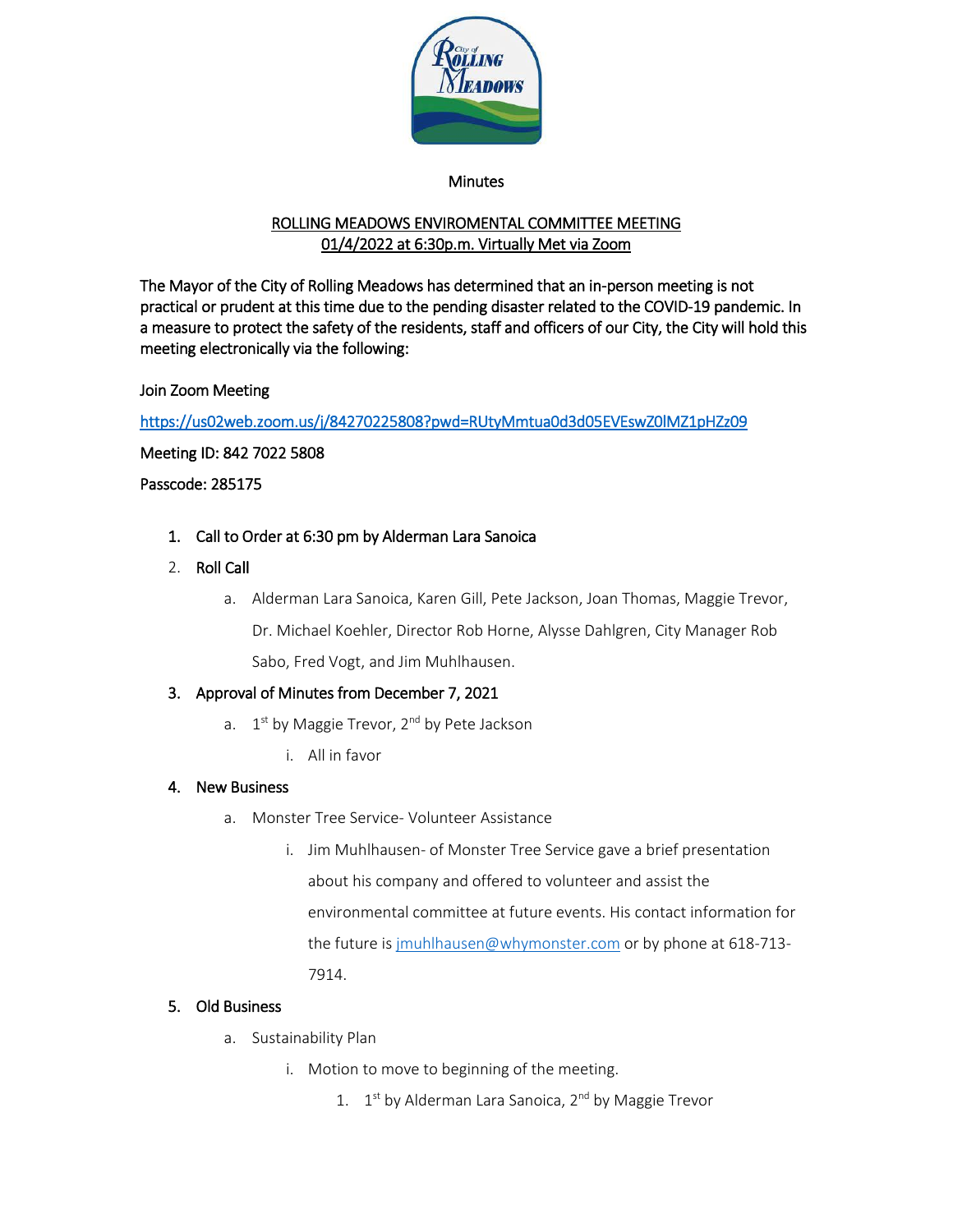Minutes

## ROLLING MEADOWS ENVIROMENTAL COMMITTEE MEETING
## 01/4/2022 at 6:30p.m. Virtually Met via Zoom

The Mayor of the City of Rolling Meadows has determined that an in-person meeting is not practical or prudent at this time due to the pending disaster related to the COVID-19 pandemic. In a measure to protect the safety of the residents, staff and officers of our City, the City will hold this meeting electronically via the following:

Join Zoom Meeting

https://us02web.zoom.us/j/84270225808?pwd=RUtyMmtua0d3d05EVEswZ0lMZ1pHZz09

Meeting ID: 842 7022 5808

Passcode: 285175

1. Call to Order at 6:30 pm by Alderman Lara Sanoica
2. Roll Call
    a. Alderman Lara Sanoica, Karen Gill, Pete Jackson, Joan Thomas, Maggie Trevor, Dr. Michael Koehler, Director Rob Horne, Alysse Dahlgren, City Manager Rob Sabo, Fred Vogt, and Jim Muhlhausen.
3. Approval of Minutes from December 7, 2021
    a. 1st by Maggie Trevor, 2nd by Pete Jackson
        i. All in favor
4. New Business
    a. Monster Tree Service- Volunteer Assistance
        i. Jim Muhlhausen- of Monster Tree Service gave a brief presentation about his company and offered to volunteer and assist the environmental committee at future events. His contact information for the future is jmuhlhausen@whymonster.com or by phone at 618-713-7914.
5. Old Business
    a. Sustainability Plan
        i. Motion to move to beginning of the meeting.
            1. 1st by Alderman Lara Sanoica, 2nd by Maggie Trevor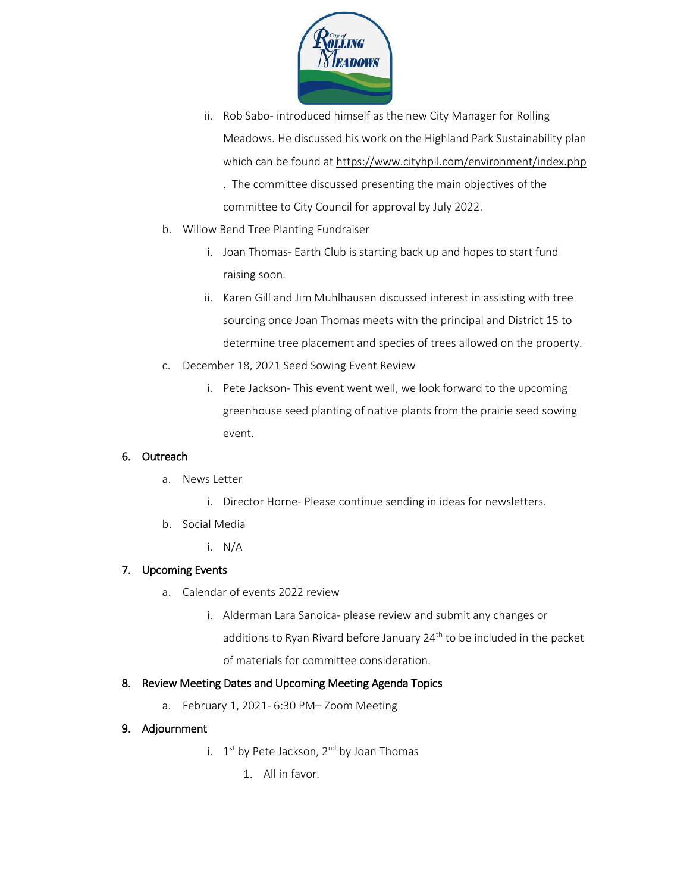ii. Rob Sabo- introduced himself as the new City Manager for Rolling Meadows. He discussed his work on the Highland Park Sustainability plan which can be found at https://www.cityhpil.com/environment/index.php . The committee discussed presenting the main objectives of the committee to City Council for approval by July 2022.

b. Willow Bend Tree Planting Fundraiser

   i. Joan Thomas- Earth Club is starting back up and hopes to start fund raising soon.

   ii. Karen Gill and Jim Muhlhausen discussed interest in assisting with tree sourcing once Joan Thomas meets with the principal and District 15 to determine tree placement and species of trees allowed on the property.

c. December 18, 2021 Seed Sowing Event Review

   i. Pete Jackson- This event went well, we look forward to the upcoming greenhouse seed planting of native plants from the prairie seed sowing event.

## 6. Outreach

a. News Letter

   i. Director Horne- Please continue sending in ideas for newsletters.

b. Social Media

   i. N/A

## 7. Upcoming Events

a. Calendar of events 2022 review

   i. Alderman Lara Sanoica- please review and submit any changes or additions to Ryan Rivard before January 24th to be included in the packet of materials for committee consideration.

## 8. Review Meeting Dates and Upcoming Meeting Agenda Topics

a. February 1, 2021- 6:30 PM– Zoom Meeting

## 9. Adjournment

   i. 1st by Pete Jackson, 2nd by Joan Thomas

      1. All in favor.